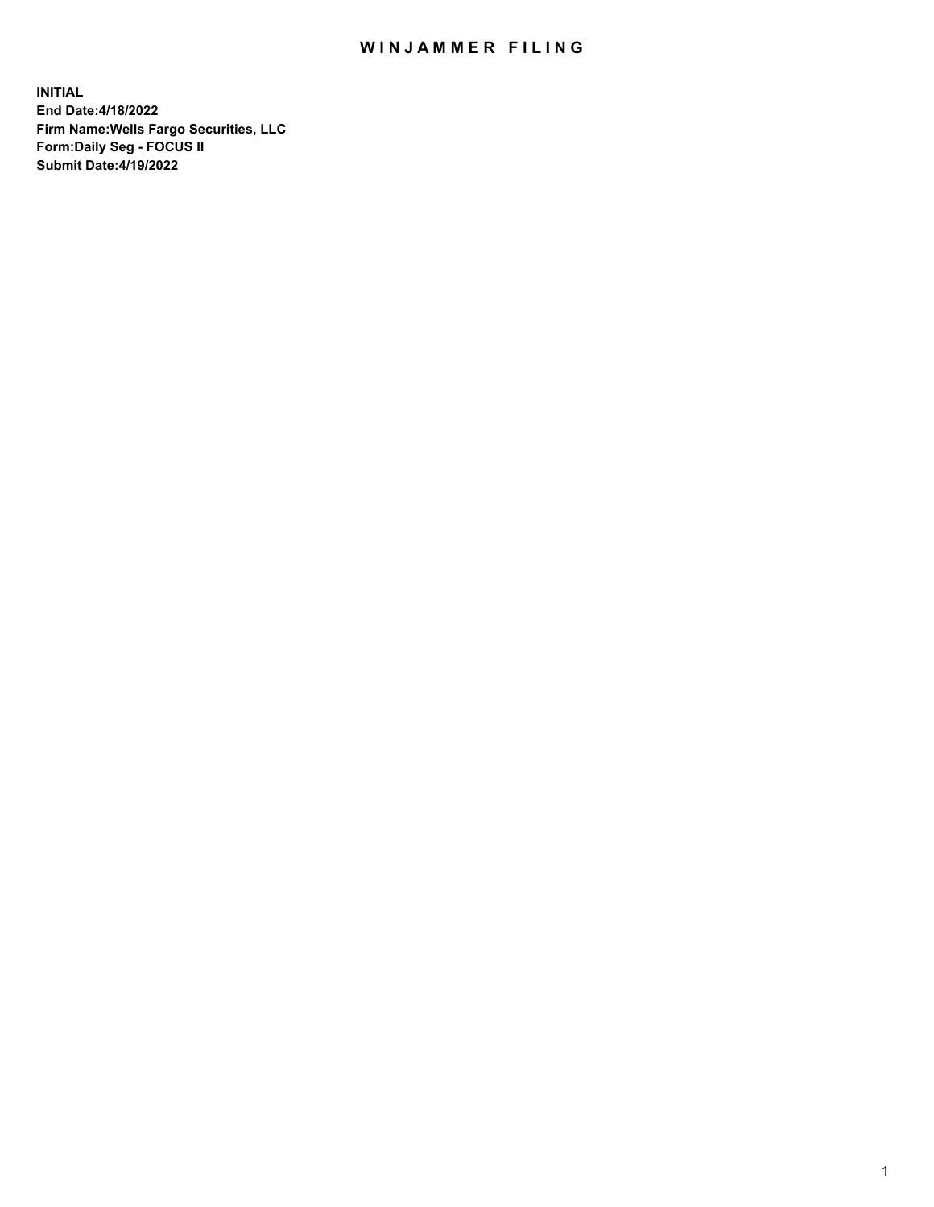# WINJAMMER FILING

**INITIAL**
**End Date:4/18/2022**
**Firm Name:Wells Fargo Securities, LLC**
**Form:Daily Seg - FOCUS II**
**Submit Date:4/19/2022**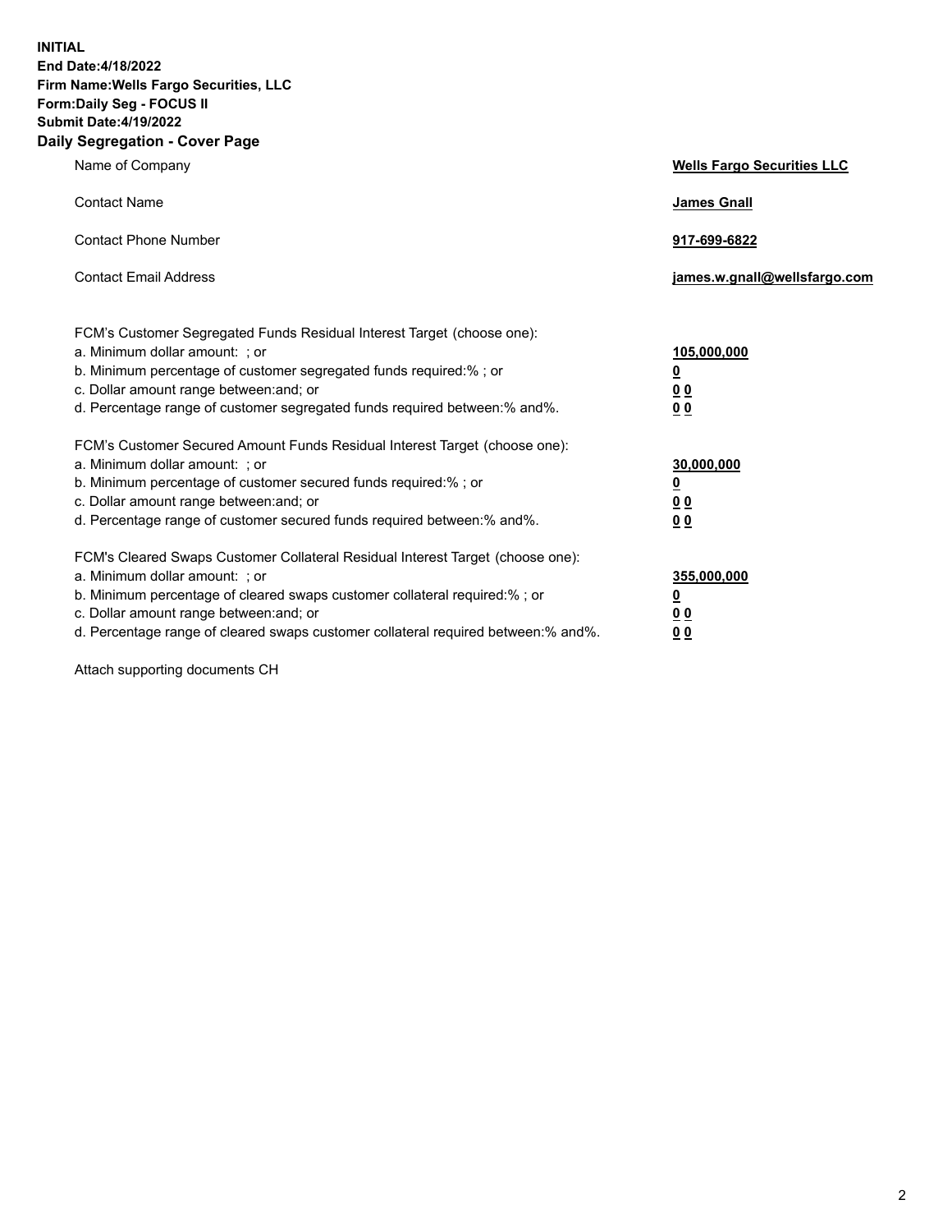**INITIAL**
**End Date:4/18/2022**
**Firm Name:Wells Fargo Securities, LLC**
**Form:Daily Seg - FOCUS II**
**Submit Date:4/19/2022**

## Daily Segregation - Cover Page

| | |
|---|---|
| Name of Company | **Wells Fargo Securities LLC** |
| Contact Name | **James Gnall** |
| Contact Phone Number | **917-699-6822** |
| Contact Email Address | **james.w.gnall@wellsfargo.com** |

| | |
|---|---|
| FCM's Customer Segregated Funds Residual Interest Target (choose one): | |
| a. Minimum dollar amount: ; or | **105,000,000** |
| b. Minimum percentage of customer segregated funds required:% ; or | **0** |
| c. Dollar amount range between:and; or | **0 0** |
| d. Percentage range of customer segregated funds required between:% and%. | **0 0** |
| FCM's Customer Secured Amount Funds Residual Interest Target (choose one): | |
| a. Minimum dollar amount: ; or | **30,000,000** |
| b. Minimum percentage of customer secured funds required:% ; or | **0** |
| c. Dollar amount range between:and; or | **0 0** |
| d. Percentage range of customer secured funds required between:% and%. | **0 0** |
| FCM's Cleared Swaps Customer Collateral Residual Interest Target (choose one): | |
| a. Minimum dollar amount: ; or | **355,000,000** |
| b. Minimum percentage of cleared swaps customer collateral required:% ; or | **0** |
| c. Dollar amount range between:and; or | **0 0** |
| d. Percentage range of cleared swaps customer collateral required between:% and%. | **0 0** |

Attach supporting documents CH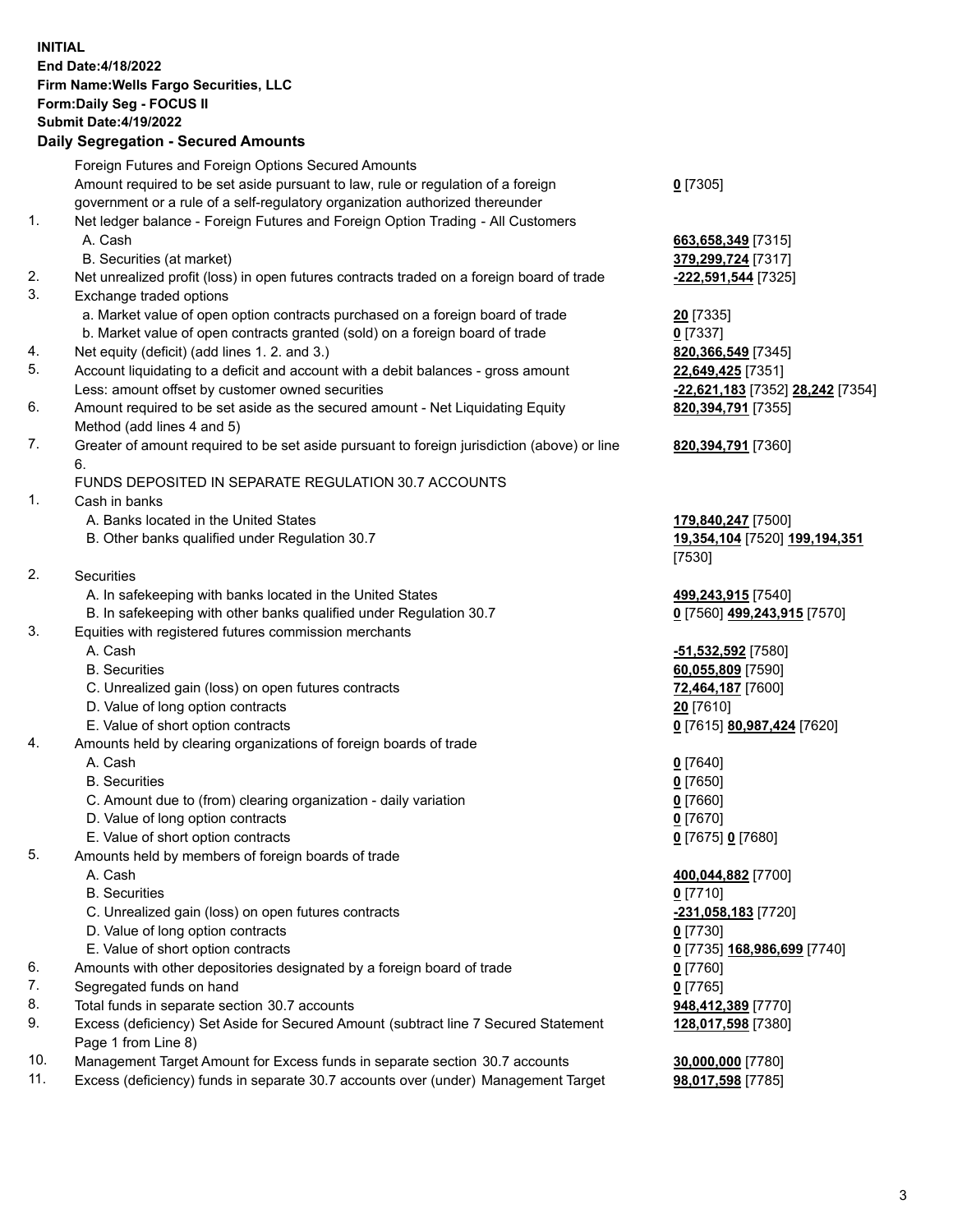**INITIAL**
**End Date:4/18/2022**
**Firm Name:Wells Fargo Securities, LLC**
**Form:Daily Seg - FOCUS II**
**Submit Date:4/19/2022**

## Daily Segregation - Secured Amounts

| | | |
|---|---|---|
| | Foreign Futures and Foreign Options Secured Amounts | |
| | Amount required to be set aside pursuant to law, rule or regulation of a foreign government or a rule of a self-regulatory organization authorized thereunder | **0** [7305] |
| 1. | Net ledger balance - Foreign Futures and Foreign Option Trading - All Customers | |
| | A. Cash | **663,658,349** [7315] |
| | B. Securities (at market) | **379,299,724** [7317] |
| 2. | Net unrealized profit (loss) in open futures contracts traded on a foreign board of trade | **-222,591,544** [7325] |
| 3. | Exchange traded options | |
| | a. Market value of open option contracts purchased on a foreign board of trade | **20** [7335] |
| | b. Market value of open contracts granted (sold) on a foreign board of trade | **0** [7337] |
| 4. | Net equity (deficit) (add lines 1. 2. and 3.) | **820,366,549** [7345] |
| 5. | Account liquidating to a deficit and account with a debit balances - gross amount | **22,649,425** [7351] |
| | Less: amount offset by customer owned securities | **-22,621,183** [7352] **28,242** [7354] |
| 6. | Amount required to be set aside as the secured amount - Net Liquidating Equity Method (add lines 4 and 5) | **820,394,791** [7355] |
| 7. | Greater of amount required to be set aside pursuant to foreign jurisdiction (above) or line 6. | **820,394,791** [7360] |
| | FUNDS DEPOSITED IN SEPARATE REGULATION 30.7 ACCOUNTS | |
| 1. | Cash in banks | |
| | A. Banks located in the United States | **179,840,247** [7500] |
| | B. Other banks qualified under Regulation 30.7 | **19,354,104** [7520] **199,194,351** [7530] |
| 2. | Securities | |
| | A. In safekeeping with banks located in the United States | **499,243,915** [7540] |
| | B. In safekeeping with other banks qualified under Regulation 30.7 | **0** [7560] **499,243,915** [7570] |
| 3. | Equities with registered futures commission merchants | |
| | A. Cash | **-51,532,592** [7580] |
| | B. Securities | **60,055,809** [7590] |
| | C. Unrealized gain (loss) on open futures contracts | **72,464,187** [7600] |
| | D. Value of long option contracts | **20** [7610] |
| | E. Value of short option contracts | **0** [7615] **80,987,424** [7620] |
| 4. | Amounts held by clearing organizations of foreign boards of trade | |
| | A. Cash | **0** [7640] |
| | B. Securities | **0** [7650] |
| | C. Amount due to (from) clearing organization - daily variation | **0** [7660] |
| | D. Value of long option contracts | **0** [7670] |
| | E. Value of short option contracts | **0** [7675] **0** [7680] |
| 5. | Amounts held by members of foreign boards of trade | |
| | A. Cash | **400,044,882** [7700] |
| | B. Securities | **0** [7710] |
| | C. Unrealized gain (loss) on open futures contracts | **-231,058,183** [7720] |
| | D. Value of long option contracts | **0** [7730] |
| | E. Value of short option contracts | **0** [7735] **168,986,699** [7740] |
| 6. | Amounts with other depositories designated by a foreign board of trade | **0** [7760] |
| 7. | Segregated funds on hand | **0** [7765] |
| 8. | Total funds in separate section 30.7 accounts | **948,412,389** [7770] |
| 9. | Excess (deficiency) Set Aside for Secured Amount (subtract line 7 Secured Statement Page 1 from Line 8) | **128,017,598** [7380] |
| 10. | Management Target Amount for Excess funds in separate section 30.7 accounts | **30,000,000** [7780] |
| 11. | Excess (deficiency) funds in separate 30.7 accounts over (under) Management Target | **98,017,598** [7785] |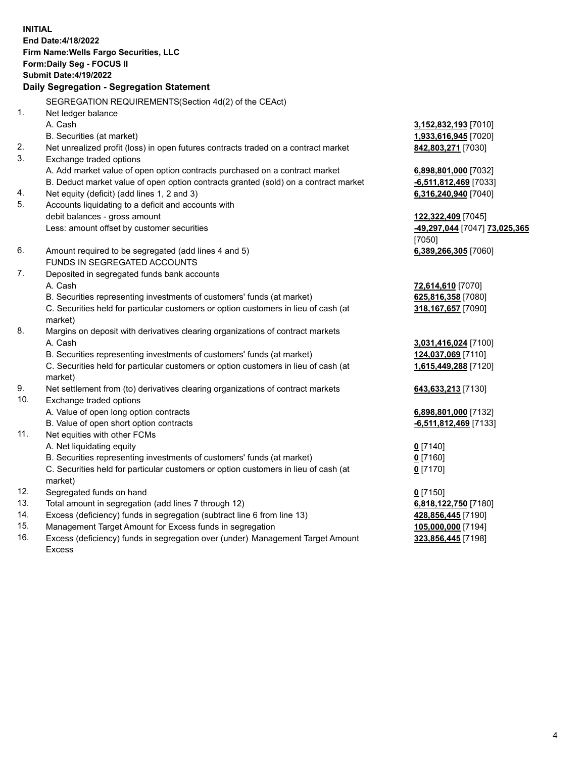**INITIAL**
**End Date:4/18/2022**
**Firm Name:Wells Fargo Securities, LLC**
**Form:Daily Seg - FOCUS II**
**Submit Date:4/19/2022**

## Daily Segregation - Segregation Statement

SEGREGATION REQUIREMENTS(Section 4d(2) of the CEAct)

| | | |
|---|---|---|
| 1. | Net ledger balance | |
| | A. Cash | **3,152,832,193** [7010] |
| | B. Securities (at market) | **1,933,616,945** [7020] |
| 2. | Net unrealized profit (loss) in open futures contracts traded on a contract market | **842,803,271** [7030] |
| 3. | Exchange traded options | |
| | A. Add market value of open option contracts purchased on a contract market | **6,898,801,000** [7032] |
| | B. Deduct market value of open option contracts granted (sold) on a contract market | **-6,511,812,469** [7033] |
| 4. | Net equity (deficit) (add lines 1, 2 and 3) | **6,316,240,940** [7040] |
| 5. | Accounts liquidating to a deficit and accounts with debit balances - gross amount | **122,322,409** [7045] |
| | Less: amount offset by customer securities | **-49,297,044** [7047] **73,025,365** [7050] |
| 6. | Amount required to be segregated (add lines 4 and 5) | **6,389,266,305** [7060] |
| | FUNDS IN SEGREGATED ACCOUNTS | |
| 7. | Deposited in segregated funds bank accounts | |
| | A. Cash | **72,614,610** [7070] |
| | B. Securities representing investments of customers' funds (at market) | **625,816,358** [7080] |
| | C. Securities held for particular customers or option customers in lieu of cash (at market) | **318,167,657** [7090] |
| 8. | Margins on deposit with derivatives clearing organizations of contract markets | |
| | A. Cash | **3,031,416,024** [7100] |
| | B. Securities representing investments of customers' funds (at market) | **124,037,069** [7110] |
| | C. Securities held for particular customers or option customers in lieu of cash (at market) | **1,615,449,288** [7120] |
| 9. | Net settlement from (to) derivatives clearing organizations of contract markets | **643,633,213** [7130] |
| 10. | Exchange traded options | |
| | A. Value of open long option contracts | **6,898,801,000** [7132] |
| | B. Value of open short option contracts | **-6,511,812,469** [7133] |
| 11. | Net equities with other FCMs | |
| | A. Net liquidating equity | **0** [7140] |
| | B. Securities representing investments of customers' funds (at market) | **0** [7160] |
| | C. Securities held for particular customers or option customers in lieu of cash (at market) | **0** [7170] |
| 12. | Segregated funds on hand | **0** [7150] |
| 13. | Total amount in segregation (add lines 7 through 12) | **6,818,122,750** [7180] |
| 14. | Excess (deficiency) funds in segregation (subtract line 6 from line 13) | **428,856,445** [7190] |
| 15. | Management Target Amount for Excess funds in segregation | **105,000,000** [7194] |
| 16. | Excess (deficiency) funds in segregation over (under) Management Target Amount Excess | **323,856,445** [7198] |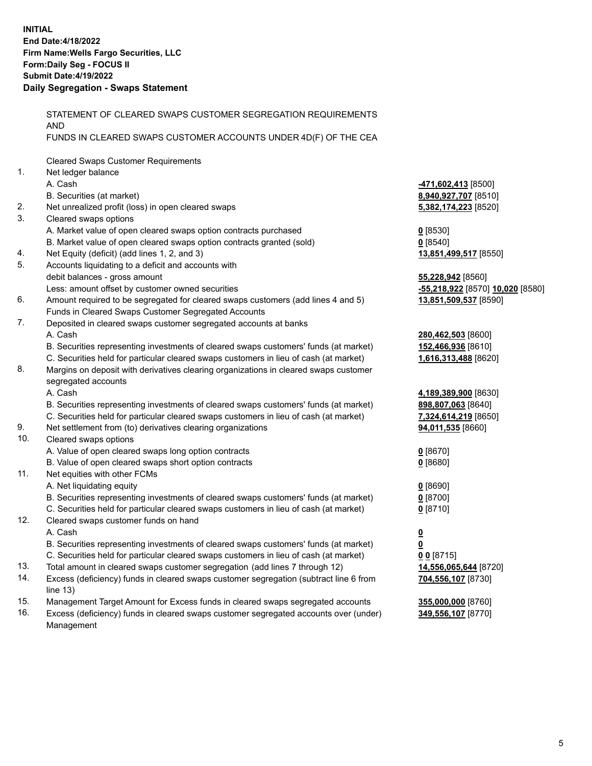**INITIAL**
**End Date:4/18/2022**
**Firm Name:Wells Fargo Securities, LLC**
**Form:Daily Seg - FOCUS II**
**Submit Date:4/19/2022**
**Daily Segregation - Swaps Statement**

STATEMENT OF CLEARED SWAPS CUSTOMER SEGREGATION REQUIREMENTS AND
FUNDS IN CLEARED SWAPS CUSTOMER ACCOUNTS UNDER 4D(F) OF THE CEA

| | | |
|---|---|---|
| | Cleared Swaps Customer Requirements | |
| 1. | Net ledger balance | |
| | A. Cash | **-471,602,413** [8500] |
| | B. Securities (at market) | **8,940,927,707** [8510] |
| 2. | Net unrealized profit (loss) in open cleared swaps | **5,382,174,223** [8520] |
| 3. | Cleared swaps options | |
| | A. Market value of open cleared swaps option contracts purchased | **0** [8530] |
| | B. Market value of open cleared swaps option contracts granted (sold) | **0** [8540] |
| 4. | Net Equity (deficit) (add lines 1, 2, and 3) | **13,851,499,517** [8550] |
| 5. | Accounts liquidating to a deficit and accounts with debit balances - gross amount | **55,228,942** [8560] |
| | Less: amount offset by customer owned securities | **-55,218,922** [8570] **10,020** [8580] |
| 6. | Amount required to be segregated for cleared swaps customers (add lines 4 and 5) | **13,851,509,537** [8590] |
| | Funds in Cleared Swaps Customer Segregated Accounts | |
| 7. | Deposited in cleared swaps customer segregated accounts at banks | |
| | A. Cash | **280,462,503** [8600] |
| | B. Securities representing investments of cleared swaps customers' funds (at market) | **152,466,936** [8610] |
| | C. Securities held for particular cleared swaps customers in lieu of cash (at market) | **1,616,313,488** [8620] |
| 8. | Margins on deposit with derivatives clearing organizations in cleared swaps customer segregated accounts | |
| | A. Cash | **4,189,389,900** [8630] |
| | B. Securities representing investments of cleared swaps customers' funds (at market) | **898,807,063** [8640] |
| | C. Securities held for particular cleared swaps customers in lieu of cash (at market) | **7,324,614,219** [8650] |
| 9. | Net settlement from (to) derivatives clearing organizations | **94,011,535** [8660] |
| 10. | Cleared swaps options | |
| | A. Value of open cleared swaps long option contracts | **0** [8670] |
| | B. Value of open cleared swaps short option contracts | **0** [8680] |
| 11. | Net equities with other FCMs | |
| | A. Net liquidating equity | **0** [8690] |
| | B. Securities representing investments of cleared swaps customers' funds (at market) | **0** [8700] |
| | C. Securities held for particular cleared swaps customers in lieu of cash (at market) | **0** [8710] |
| 12. | Cleared swaps customer funds on hand | |
| | A. Cash | **0** |
| | B. Securities representing investments of cleared swaps customers' funds (at market) | **0** |
| | C. Securities held for particular cleared swaps customers in lieu of cash (at market) | **0** **0** [8715] |
| 13. | Total amount in cleared swaps customer segregation (add lines 7 through 12) | **14,556,065,644** [8720] |
| 14. | Excess (deficiency) funds in cleared swaps customer segregation (subtract line 6 from line 13) | **704,556,107** [8730] |
| 15. | Management Target Amount for Excess funds in cleared swaps segregated accounts | **355,000,000** [8760] |
| 16. | Excess (deficiency) funds in cleared swaps customer segregated accounts over (under) Management | **349,556,107** [8770] |